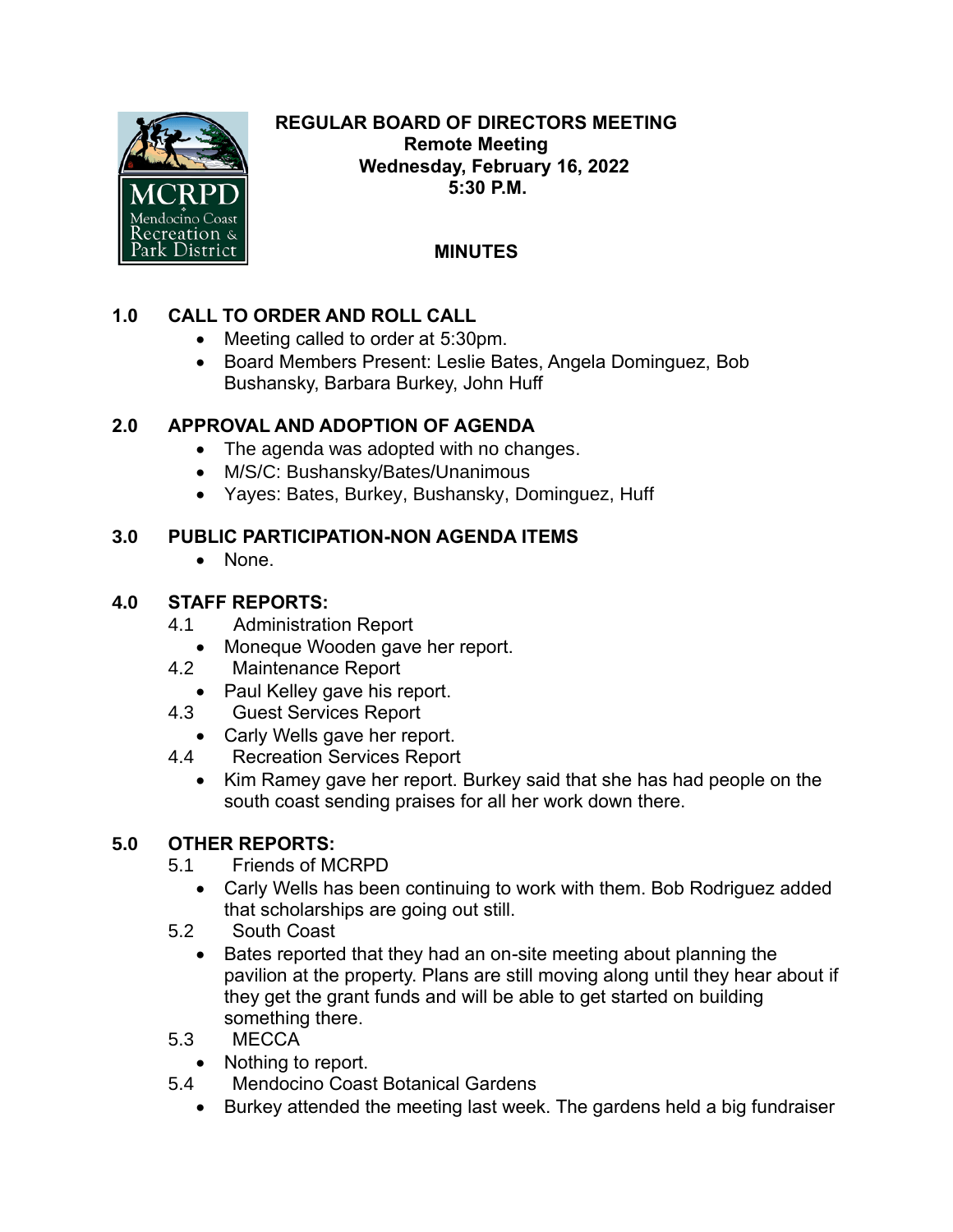**REGULAR BOARD OF DIRECTORS MEETING**
**Remote Meeting**
**Wednesday, February 16, 2022**
**5:30 P.M.**

**MINUTES**

## 1.0 CALL TO ORDER AND ROLL CALL

- Meeting called to order at 5:30pm.
- Board Members Present: Leslie Bates, Angela Dominguez, Bob Bushansky, Barbara Burkey, John Huff

## 2.0 APPROVAL AND ADOPTION OF AGENDA

- The agenda was adopted with no changes.
- M/S/C: Bushansky/Bates/Unanimous
- Yayes: Bates, Burkey, Bushansky, Dominguez, Huff

## 3.0 PUBLIC PARTICIPATION-NON AGENDA ITEMS

- None.

## 4.0 STAFF REPORTS:

4.1 Administration Report

- Moneque Wooden gave her report.

4.2 Maintenance Report

- Paul Kelley gave his report.

4.3 Guest Services Report

- Carly Wells gave her report.

4.4 Recreation Services Report

- Kim Ramey gave her report. Burkey said that she has had people on the south coast sending praises for all her work down there.

## 5.0 OTHER REPORTS:

5.1 Friends of MCRPD

- Carly Wells has been continuing to work with them. Bob Rodriguez added that scholarships are going out still.

5.2 South Coast

- Bates reported that they had an on-site meeting about planning the pavilion at the property. Plans are still moving along until they hear about if they get the grant funds and will be able to get started on building something there.

5.3 MECCA

- Nothing to report.

5.4 Mendocino Coast Botanical Gardens

- Burkey attended the meeting last week. The gardens held a big fundraiser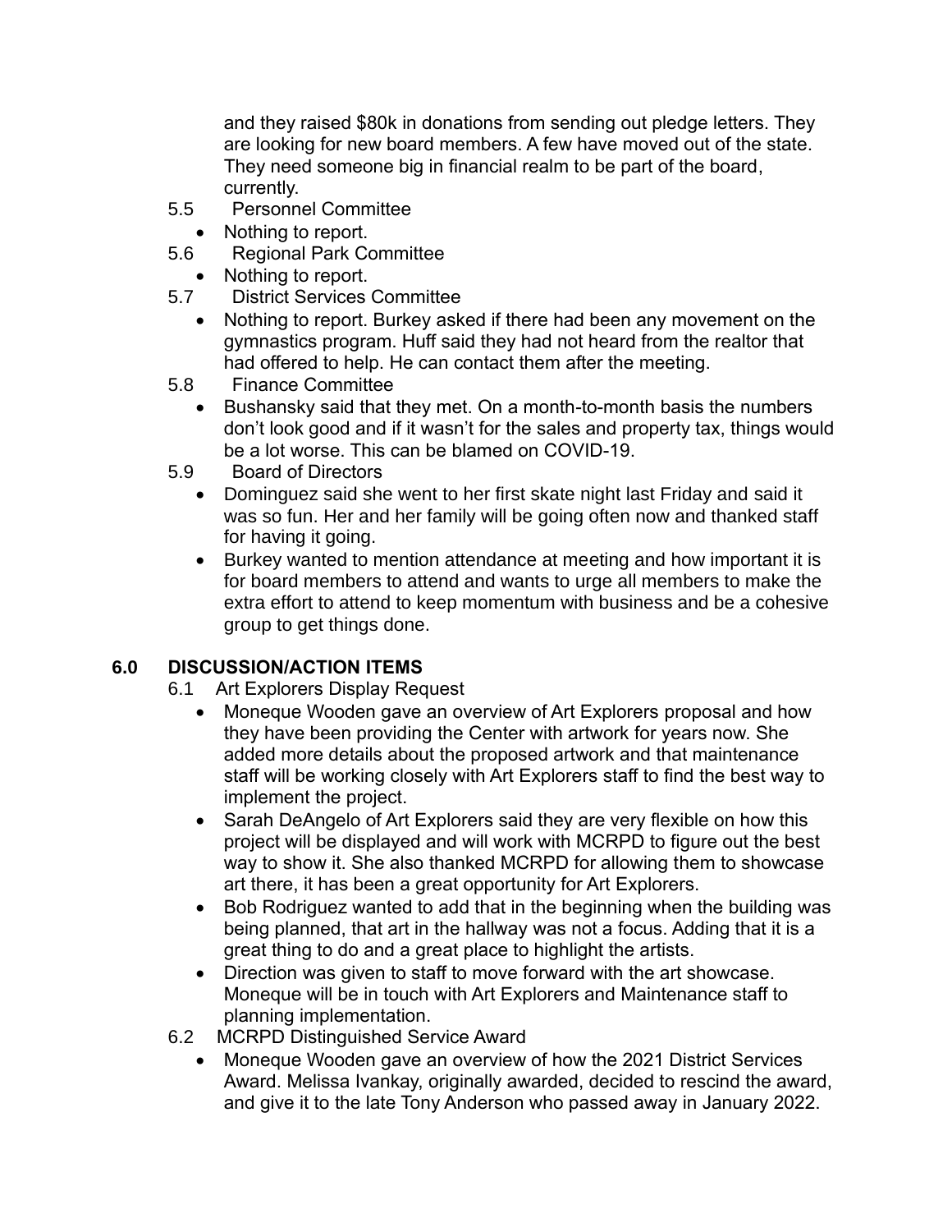and they raised $80k in donations from sending out pledge letters. They are looking for new board members. A few have moved out of the state. They need someone big in financial realm to be part of the board, currently.

5.5 Personnel Committee

- Nothing to report.

5.6 Regional Park Committee

- Nothing to report.

5.7 District Services Committee

- Nothing to report. Burkey asked if there had been any movement on the gymnastics program. Huff said they had not heard from the realtor that had offered to help. He can contact them after the meeting.

5.8 Finance Committee

- Bushansky said that they met. On a month-to-month basis the numbers don't look good and if it wasn't for the sales and property tax, things would be a lot worse. This can be blamed on COVID-19.

5.9 Board of Directors

- Dominguez said she went to her first skate night last Friday and said it was so fun. Her and her family will be going often now and thanked staff for having it going.
- Burkey wanted to mention attendance at meeting and how important it is for board members to attend and wants to urge all members to make the extra effort to attend to keep momentum with business and be a cohesive group to get things done.

## 6.0 DISCUSSION/ACTION ITEMS

6.1 Art Explorers Display Request

- Moneque Wooden gave an overview of Art Explorers proposal and how they have been providing the Center with artwork for years now. She added more details about the proposed artwork and that maintenance staff will be working closely with Art Explorers staff to find the best way to implement the project.
- Sarah DeAngelo of Art Explorers said they are very flexible on how this project will be displayed and will work with MCRPD to figure out the best way to show it. She also thanked MCRPD for allowing them to showcase art there, it has been a great opportunity for Art Explorers.
- Bob Rodriguez wanted to add that in the beginning when the building was being planned, that art in the hallway was not a focus. Adding that it is a great thing to do and a great place to highlight the artists.
- Direction was given to staff to move forward with the art showcase. Moneque will be in touch with Art Explorers and Maintenance staff to planning implementation.

6.2 MCRPD Distinguished Service Award

- Moneque Wooden gave an overview of how the 2021 District Services Award. Melissa Ivankay, originally awarded, decided to rescind the award, and give it to the late Tony Anderson who passed away in January 2022.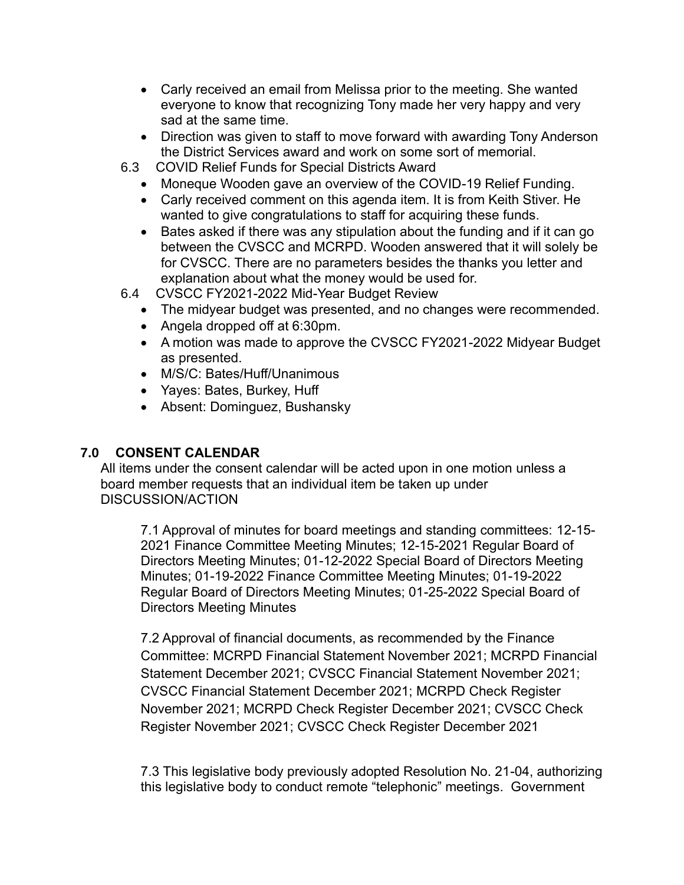- Carly received an email from Melissa prior to the meeting. She wanted everyone to know that recognizing Tony made her very happy and very sad at the same time.
- Direction was given to staff to move forward with awarding Tony Anderson the District Services award and work on some sort of memorial.

6.3 COVID Relief Funds for Special Districts Award

- Moneque Wooden gave an overview of the COVID-19 Relief Funding.
- Carly received comment on this agenda item. It is from Keith Stiver. He wanted to give congratulations to staff for acquiring these funds.
- Bates asked if there was any stipulation about the funding and if it can go between the CVSCC and MCRPD. Wooden answered that it will solely be for CVSCC. There are no parameters besides the thanks you letter and explanation about what the money would be used for.

6.4 CVSCC FY2021-2022 Mid-Year Budget Review

- The midyear budget was presented, and no changes were recommended.
- Angela dropped off at 6:30pm.
- A motion was made to approve the CVSCC FY2021-2022 Midyear Budget as presented.
- M/S/C: Bates/Huff/Unanimous
- Yayes: Bates, Burkey, Huff
- Absent: Dominguez, Bushansky

## 7.0 CONSENT CALENDAR

All items under the consent calendar will be acted upon in one motion unless a board member requests that an individual item be taken up under DISCUSSION/ACTION

7.1 Approval of minutes for board meetings and standing committees: 12-15-2021 Finance Committee Meeting Minutes; 12-15-2021 Regular Board of Directors Meeting Minutes; 01-12-2022 Special Board of Directors Meeting Minutes; 01-19-2022 Finance Committee Meeting Minutes; 01-19-2022 Regular Board of Directors Meeting Minutes; 01-25-2022 Special Board of Directors Meeting Minutes

7.2 Approval of financial documents, as recommended by the Finance Committee: MCRPD Financial Statement November 2021; MCRPD Financial Statement December 2021; CVSCC Financial Statement November 2021; CVSCC Financial Statement December 2021; MCRPD Check Register November 2021; MCRPD Check Register December 2021; CVSCC Check Register November 2021; CVSCC Check Register December 2021

7.3 This legislative body previously adopted Resolution No. 21-04, authorizing this legislative body to conduct remote "telephonic" meetings. Government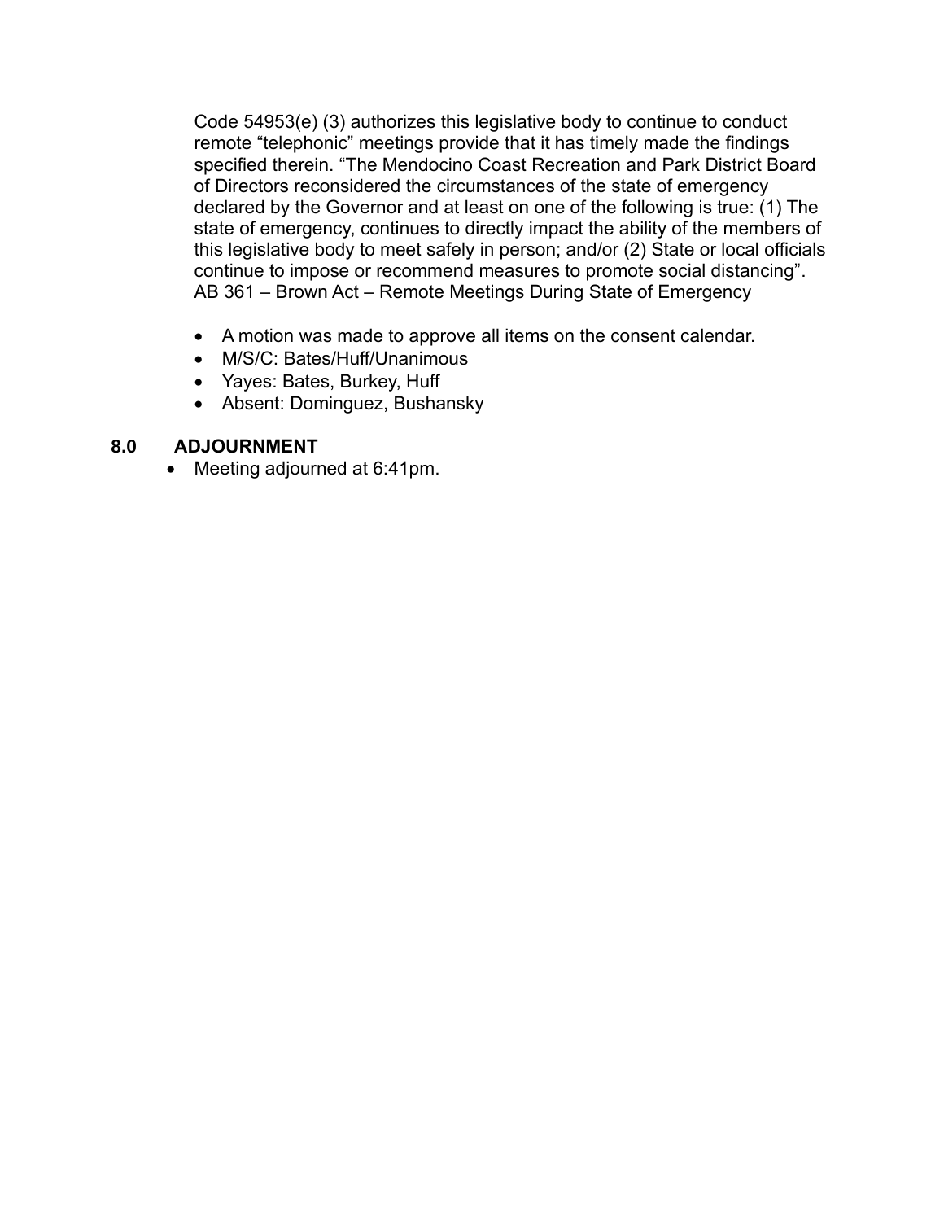Code 54953(e) (3) authorizes this legislative body to continue to conduct remote "telephonic" meetings provide that it has timely made the findings specified therein. "The Mendocino Coast Recreation and Park District Board of Directors reconsidered the circumstances of the state of emergency declared by the Governor and at least on one of the following is true: (1) The state of emergency, continues to directly impact the ability of the members of this legislative body to meet safely in person; and/or (2) State or local officials continue to impose or recommend measures to promote social distancing". AB 361 – Brown Act – Remote Meetings During State of Emergency

- A motion was made to approve all items on the consent calendar.
- M/S/C: Bates/Huff/Unanimous
- Yayes: Bates, Burkey, Huff
- Absent: Dominguez, Bushansky

## 8.0 ADJOURNMENT

- Meeting adjourned at 6:41pm.